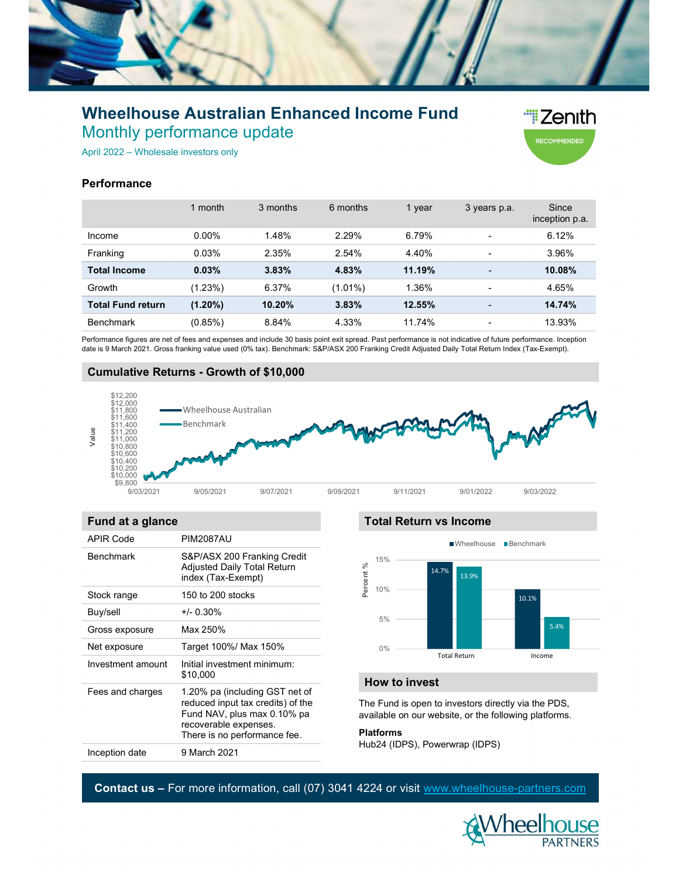# Wheelhouse Australian Enhanced Income Fund

## Monthly performance update

April 2022 – Wholesale investors only

Zenith RECOMMENDED

## Performance

| | 1 month | 3 months | 6 months | 1 year | 3 years p.a. | Since inception p.a. |
|---|---|---|---|---|---|---|
| Income | 0.00% | 1.48% | 2.29% | 6.79% | - | 6.12% |
| Franking | 0.03% | 2.35% | 2.54% | 4.40% | - | 3.96% |
| **Total Income** | **0.03%** | **3.83%** | **4.83%** | **11.19%** | - | **10.08%** |
| Growth | (1.23%) | 6.37% | (1.01%) | 1.36% | - | 4.65% |
| **Total Fund return** | **(1.20%)** | **10.20%** | **3.83%** | **12.55%** | - | **14.74%** |
| Benchmark | (0.85%) | 8.84% | 4.33% | 11.74% | - | 13.93% |

Performance figures are net of fees and expenses and include 30 basis point exit spread. Past performance is not indicative of future performance. Inception date is 9 March 2021. Gross franking value used (0% tax). Benchmark: S&P/ASX 200 Franking Credit Adjusted Daily Total Return Index (Tax-Exempt).

## Cumulative Returns - Growth of $10,000

Legend: Wheelhouse Australian; Benchmark. Y-axis: Value ($9,800 to $12,200). X-axis: 9/03/2021, 9/05/2021, 9/07/2021, 9/09/2021, 9/11/2021, 9/01/2022, 9/03/2022.

## Fund at a glance

| | |
|---|---|
| APIR Code | PIM2087AU |
| Benchmark | S&P/ASX 200 Franking Credit Adjusted Daily Total Return index (Tax-Exempt) |
| Stock range | 150 to 200 stocks |
| Buy/sell | +/- 0.30% |
| Gross exposure | Max 250% |
| Net exposure | Target 100%/ Max 150% |
| Investment amount | Initial investment minimum: $10,000 |
| Fees and charges | 1.20% pa (including GST net of reduced input tax credits) of the Fund NAV, plus max 0.10% pa recoverable expenses. There is no performance fee. |
| Inception date | 9 March 2021 |

## Total Return vs Income

| | Wheelhouse | Benchmark |
|---|---|---|
| Total Return | 14.7% | 13.9% |
| Income | 10.1% | 5.4% |

## How to invest

The Fund is open to investors directly via the PDS, available on our website, or the following platforms.

**Platforms**

Hub24 (IDPS), Powerwrap (IDPS)

**Contact us** – For more information, call (07) 3041 4224 or visit www.wheelhouse-partners.com

Wheelhouse PARTNERS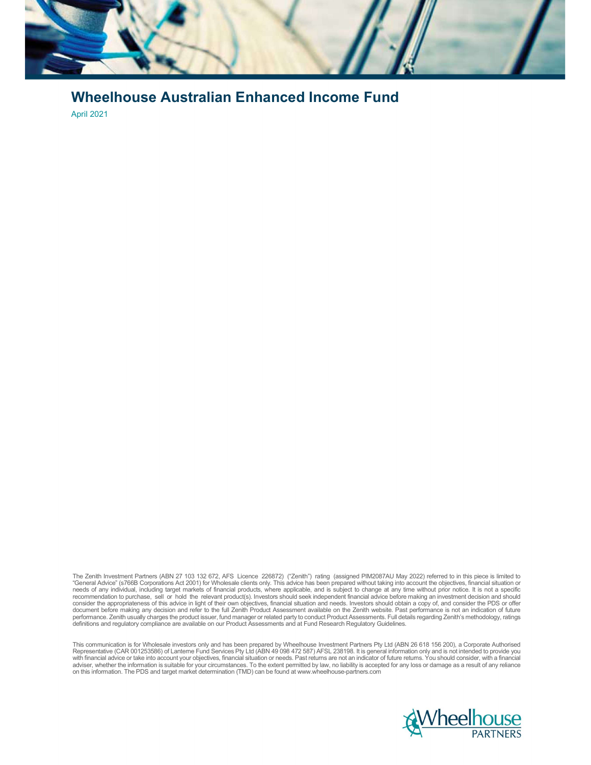# Wheelhouse Australian Enhanced Income Fund

April 2021

The Zenith Investment Partners (ABN 27 103 132 672, AFS Licence 226872) ("Zenith") rating (assigned PIM2087AU May 2022) referred to in this piece is limited to "General Advice" (s766B Corporations Act 2001) for Wholesale clients only. This advice has been prepared without taking into account the objectives, financial situation or needs of any individual, including target markets of financial products, where applicable, and is subject to change at any time without prior notice. It is not a specific recommendation to purchase, sell or hold the relevant product(s). Investors should seek independent financial advice before making an investment decision and should consider the appropriateness of this advice in light of their own objectives, financial situation and needs. Investors should obtain a copy of, and consider the PDS or offer document before making any decision and refer to the full Zenith Product Assessment available on the Zenith website. Past performance is not an indication of future performance. Zenith usually charges the product issuer, fund manager or related party to conduct Product Assessments. Full details regarding Zenith's methodology, ratings definitions and regulatory compliance are available on our Product Assessments and at Fund Research Regulatory Guidelines.

This communication is for Wholesale investors only and has been prepared by Wheelhouse Investment Partners Pty Ltd (ABN 26 618 156 200), a Corporate Authorised Representative (CAR 001253586) of Lanterne Fund Services Pty Ltd (ABN 49 098 472 587) AFSL 238198. It is general information only and is not intended to provide you with financial advice or take into account your objectives, financial situation or needs. Past returns are not an indicator of future returns. You should consider, with a financial adviser, whether the information is suitable for your circumstances. To the extent permitted by law, no liability is accepted for any loss or damage as a result of any reliance on this information. The PDS and target market determination (TMD) can be found at www.wheelhouse-partners.com

Wheelhouse PARTNERS